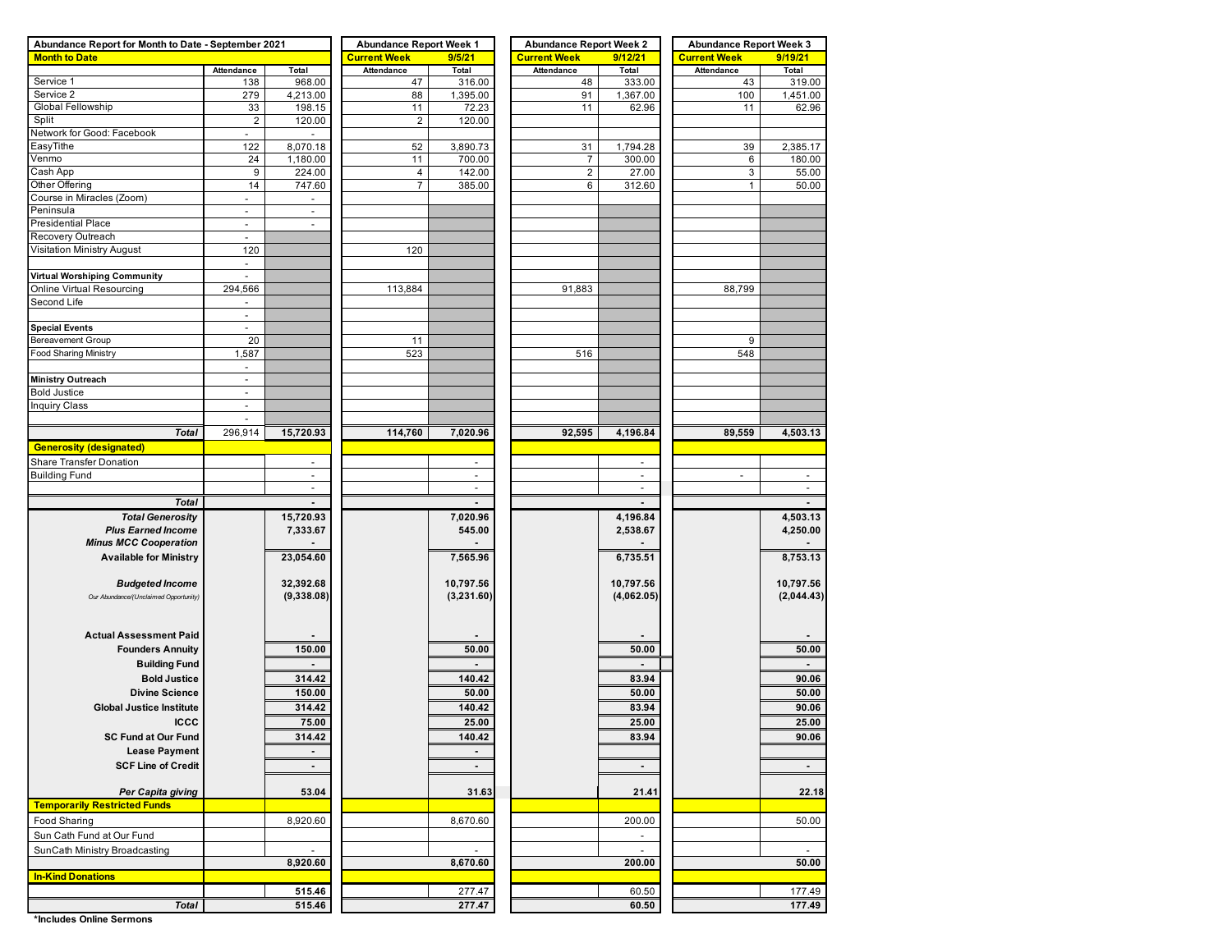| Abundance Report for Month to Date - September 2021 | | | Abundance Report Week 1 | | Abundance Report Week 2 | | Abundance Report Week 3 | |
|---|---|---|---|---|---|---|---|---|
| **Month to Date** | | | **Current Week** | **9/5/21** | **Current Week** | **9/12/21** | **Current Week** | **9/19/21** |
| | Attendance | Total | Attendance | Total | Attendance | Total | Attendance | Total |
| Service 1 | 138 | 968.00 | 47 | 316.00 | 48 | 333.00 | 43 | 319.00 |
| Service 2 | 279 | 4,213.00 | 88 | 1,395.00 | 91 | 1,367.00 | 100 | 1,451.00 |
| Global Fellowship | 33 | 198.15 | 11 | 72.23 | 11 | 62.96 | 11 | 62.96 |
| Split | 2 | 120.00 | 2 | 120.00 | | | | |
| Network for Good: Facebook | - | - | | | | | | |
| EasyTithe | 122 | 8,070.18 | 52 | 3,890.73 | 31 | 1,794.28 | 39 | 2,385.17 |
| Venmo | 24 | 1,180.00 | 11 | 700.00 | 7 | 300.00 | 6 | 180.00 |
| Cash App | 9 | 224.00 | 4 | 142.00 | 2 | 27.00 | 3 | 55.00 |
| Other Offering | 14 | 747.60 | 7 | 385.00 | 6 | 312.60 | 1 | 50.00 |
| Course in Miracles (Zoom) | - | - | | | | | | |
| Peninsula | - | - | | | | | | |
| Presidential Place | - | - | | | | | | |
| Recovery Outreach | - | | | | | | | |
| Visitation Ministry August | 120 | | 120 | | | | | |
| | - | | | | | | | |
| **Virtual Worshiping Community** | - | | | | | | | |
| Online Virtual Resourcing | 294,566 | | 113,884 | | 91,883 | | 88,799 | |
| Second Life | - | | | | | | | |
| | - | | | | | | | |
| **Special Events** | - | | | | | | | |
| Bereavement Group | 20 | | 11 | | | | 9 | |
| Food Sharing Ministry | 1,587 | | 523 | | 516 | | 548 | |
| | - | | | | | | | |
| **Ministry Outreach** | - | | | | | | | |
| Bold Justice | - | | | | | | | |
| Inquiry Class | - | | | | | | | |
| | - | | | | | | | |
| ***Total*** | 296,914 | **15,720.93** | **114,760** | **7,020.96** | **92,595** | **4,196.84** | **89,559** | **4,503.13** |
| **Generosity (designated)** | | | | | | | | |
| Share Transfer Donation | | - | | - | | - | | |
| Building Fund | | - | | - | | - | - | - |
| | | - | | - | | - | | - |
| ***Total*** | | **-** | | **-** | | **-** | | **-** |
| ***Total Generosity*** | | **15,720.93** | | **7,020.96** | | **4,196.84** | | **4,503.13** |
| ***Plus Earned Income*** | | **7,333.67** | | **545.00** | | **2,538.67** | | **4,250.00** |
| ***Minus MCC Cooperation*** | | **-** | | **-** | | **-** | | **-** |
| **Available for Ministry** | | **23,054.60** | | **7,565.96** | | **6,735.51** | | **8,753.13** |
| ***Budgeted Income*** | | **32,392.68** | | **10,797.56** | | **10,797.56** | | **10,797.56** |
| *Our Abundance/(Unclaimed Opportunity)* | | **(9,338.08)** | | **(3,231.60)** | | **(4,062.05)** | | **(2,044.43)** |
| **Actual Assessment Paid** | | **-** | | **-** | | **-** | | **-** |
| **Founders Annuity** | | **150.00** | | **50.00** | | **50.00** | | **50.00** |
| **Building Fund** | | **-** | | **-** | | **-** | | **-** |
| **Bold Justice** | | **314.42** | | **140.42** | | **83.94** | | **90.06** |
| **Divine Science** | | **150.00** | | **50.00** | | **50.00** | | **50.00** |
| **Global Justice Institute** | | **314.42** | | **140.42** | | **83.94** | | **90.06** |
| **ICCC** | | **75.00** | | **25.00** | | **25.00** | | **25.00** |
| **SC Fund at Our Fund** | | **314.42** | | **140.42** | | **83.94** | | **90.06** |
| **Lease Payment** | | **-** | | **-** | | | | |
| **SCF Line of Credit** | | **-** | | **-** | | **-** | | **-** |
| ***Per Capita giving*** | | **53.04** | | **31.63** | | **21.41** | | **22.18** |
| **Temporarily Restricted Funds** | | | | | | | | |
| Food Sharing | | 8,920.60 | | 8,670.60 | | 200.00 | | 50.00 |
| Sun Cath Fund at Our Fund | | | | | | - | | |
| SunCath Ministry Broadcasting | | - | | - | | - | | - |
| | | **8,920.60** | | **8,670.60** | | **200.00** | | **50.00** |
| **In-Kind Donations** | | | | | | | | |
| | | **515.46** | | 277.47 | | 60.50 | | 177.49 |
| ***Total*** | | **515.46** | | **277.47** | | **60.50** | | **177.49** |

**\*Includes Online Sermons**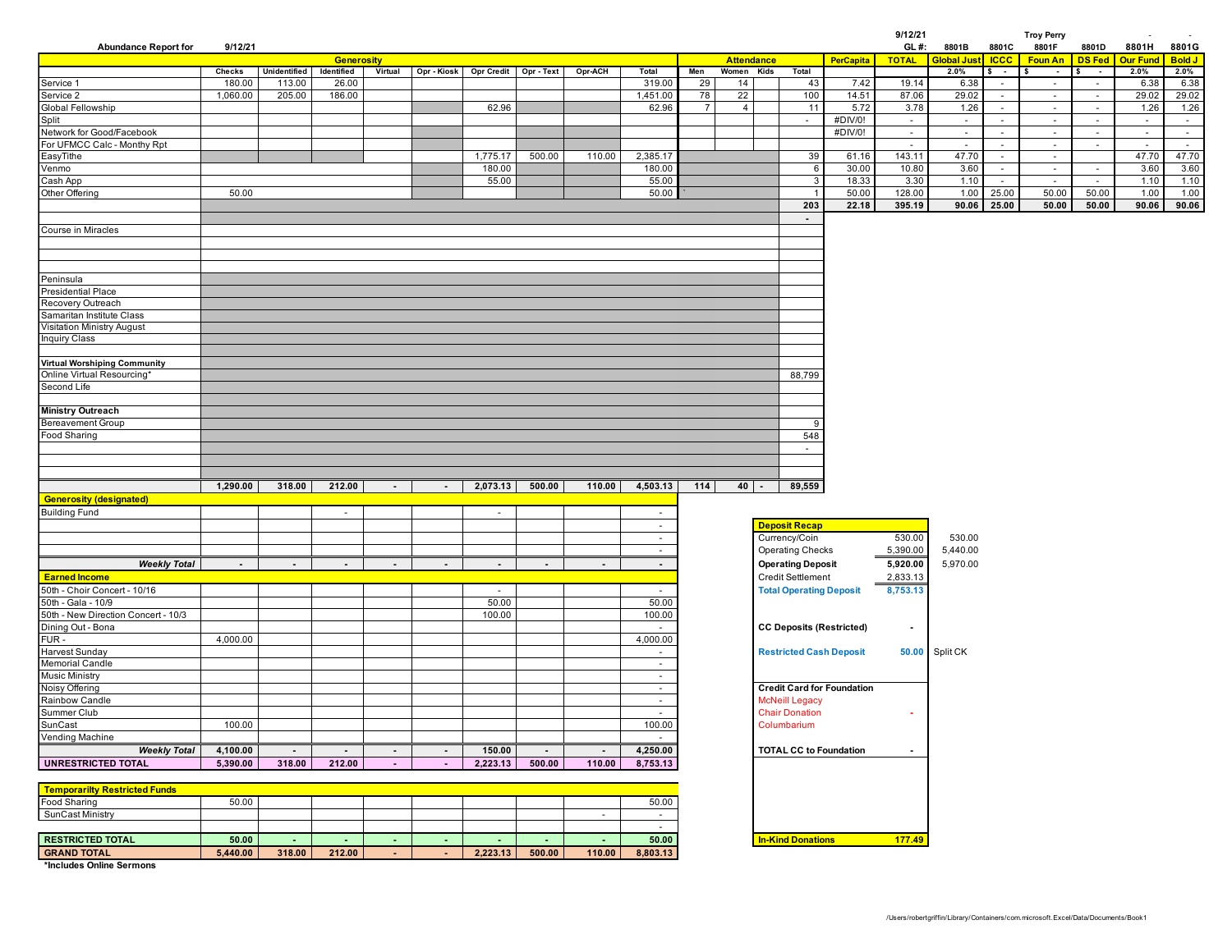**Abundance Report for** 9/12/21

| | Checks | Unidentified | Identified | Virtual | Opr - Kiosk | Opr Credit | Opr - Text | Opr-ACH | Total | Men | Women | Kids | Total | PerCapita | TOTAL | Global Just | ICCC | Foun An | DS Fed | Our Fund | Bold J |
|---|---|---|---|---|---|---|---|---|---|---|---|---|---|---|---|---|---|---|---|---|---|
| | **Generosity** | | | | | | | | | **Attendance** | | | | | 9/12/21 GL #: | 8801B | 8801C | Troy Perry 8801F | 8801D | - 8801H | - 8801G |
| | | | | | | | | | | | | | | | | 2.0% | $ - | $ - | $ - | 2.0% | 2.0% |
| Service 1 | 180.00 | 113.00 | 26.00 | | | | | | 319.00 | 29 | 14 | | 43 | 7.42 | 19.14 | 6.38 | - | - | - | 6.38 | 6.38 |
| Service 2 | 1,060.00 | 205.00 | 186.00 | | | | | | 1,451.00 | 78 | 22 | | 100 | 14.51 | 87.06 | 29.02 | - | - | - | 29.02 | 29.02 |
| Global Fellowship | | | | | | 62.96 | | | 62.96 | 7 | 4 | | 11 | 5.72 | 3.78 | 1.26 | - | - | - | 1.26 | 1.26 |
| Split | | | | | | | | | | | | | - | #DIV/0! | - | - | - | - | - | - | - |
| Network for Good/Facebook | | | | | | | | | | | | | | #DIV/0! | - | - | - | - | - | - | - |
| For UFMCC Calc - Monthy Rpt | | | | | | | | | | | | | | | - | - | - | - | - | - | - |
| EasyTithe | | | | | | 1,775.17 | 500.00 | 110.00 | 2,385.17 | | | | 39 | 61.16 | 143.11 | 47.70 | - | - | | 47.70 | 47.70 |
| Venmo | | | | | | 180.00 | | | 180.00 | | | | 6 | 30.00 | 10.80 | 3.60 | - | - | - | 3.60 | 3.60 |
| Cash App | | | | | | 55.00 | | | 55.00 | | | | 3 | 18.33 | 3.30 | 1.10 | - | - | - | 1.10 | 1.10 |
| Other Offering | 50.00 | | | | | | | | 50.00 | | | | 1 | 50.00 | 128.00 | 1.00 | 25.00 | 50.00 | 50.00 | 1.00 | 1.00 |
| | | | | | | | | | | | | | **203** | **22.18** | **395.19** | **90.06** | **25.00** | **50.00** | **50.00** | **90.06** | **90.06** |
| | | | | | | | | | | | | | - | | | | | | | | |
| Course in Miracles | | | | | | | | | | | | | | | | | | | | | |
| Peninsula | | | | | | | | | | | | | | | | | | | | | |
| Presidential Place | | | | | | | | | | | | | | | | | | | | | |
| Recovery Outreach | | | | | | | | | | | | | | | | | | | | | |
| Samaritan Institute Class | | | | | | | | | | | | | | | | | | | | | |
| Visitation Ministry August | | | | | | | | | | | | | | | | | | | | | |
| Inquiry Class | | | | | | | | | | | | | | | | | | | | | |
| **Virtual Worshiping Community** | | | | | | | | | | | | | | | | | | | | | |
| Online Virtual Resourcing* | | | | | | | | | | | | | 88,799 | | | | | | | | |
| Second Life | | | | | | | | | | | | | | | | | | | | | |
| **Ministry Outreach** | | | | | | | | | | | | | | | | | | | | | |
| Bereavement Group | | | | | | | | | | | | | 9 | | | | | | | | |
| Food Sharing | | | | | | | | | | | | | 548 | | | | | | | | |
| | | | | | | | | | | | | | - | | | | | | | | |
| | **1,290.00** | **318.00** | **212.00** | **-** | **-** | **2,073.13** | **500.00** | **110.00** | **4,503.13** | **114** | **40** | **-** | **89,559** | | | | | | | | |

| **Generosity (designated)** | | | | | | | | | |
|---|---|---|---|---|---|---|---|---|---|
| Building Fund | | | - | | | - | | | - |
| | | | | | | | | | - |
| | | | | | | | | | - |
| | | | | | | | | | - |
| ***Weekly Total*** | **-** | **-** | **-** | **-** | **-** | **-** | **-** | **-** | **-** |
| **Earned Income** | | | | | | | | | |
| 50th - Choir Concert - 10/16 | | | | | | - | | | - |
| 50th - Gala - 10/9 | | | | | | 50.00 | | | 50.00 |
| 50th - New Direction Concert - 10/3 | | | | | | 100.00 | | | 100.00 |
| Dining Out - Bona | | | | | | | | | - |
| FUR - | 4,000.00 | | | | | | | | 4,000.00 |
| Harvest Sunday | | | | | | | | | - |
| Memorial Candle | | | | | | | | | - |
| Music Ministry | | | | | | | | | - |
| Noisy Offering | | | | | | | | | - |
| Rainbow Candle | | | | | | | | | - |
| Summer Club | | | | | | | | | - |
| SunCast | 100.00 | | | | | | | | 100.00 |
| Vending Machine | | | | | | | | | - |
| ***Weekly Total*** | **4,100.00** | **-** | **-** | **-** | **-** | **150.00** | **-** | **-** | **4,250.00** |
| **UNRESTRICTED TOTAL** | **5,390.00** | **318.00** | **212.00** | **-** | **-** | **2,223.13** | **500.00** | **110.00** | **8,753.13** |
| | | | | | | | | | |
| **Temporarilty Restricted Funds** | | | | | | | | | |
| Food Sharing | 50.00 | | | | | | | | 50.00 |
| SunCast Ministry | | | | | | | | - | - |
| | | | | | | | | | - |
| **RESTRICTED TOTAL** | **50.00** | **-** | **-** | **-** | **-** | **-** | **-** | **-** | **50.00** |
| **GRAND TOTAL** | **5,440.00** | **318.00** | **212.00** | **-** | **-** | **2,223.13** | **500.00** | **110.00** | **8,803.13** |

***Includes Online Sermons**

| **Deposit Recap** | | |
|---|---|---|
| Currency/Coin | 530.00 | 530.00 |
| Operating Checks | 5,390.00 | 5,440.00 |
| **Operating Deposit** | **5,920.00** | 5,970.00 |
| Credit Settlement | 2,833.13 | |
| **Total Operating Deposit** | **8,753.13** | |
| | | |
| **CC Deposits (Restricted)** | **-** | |
| | | |
| **Restricted Cash Deposit** | **50.00** | Split CK |
| | | |
| **Credit Card for Foundation** | | |
| McNeill Legacy | | |
| Chair Donation | - | |
| Columbarium | | |
| | | |
| **TOTAL CC to Foundation** | **-** | |
| | | |
| **In-Kind Donations** | **177.49** | |